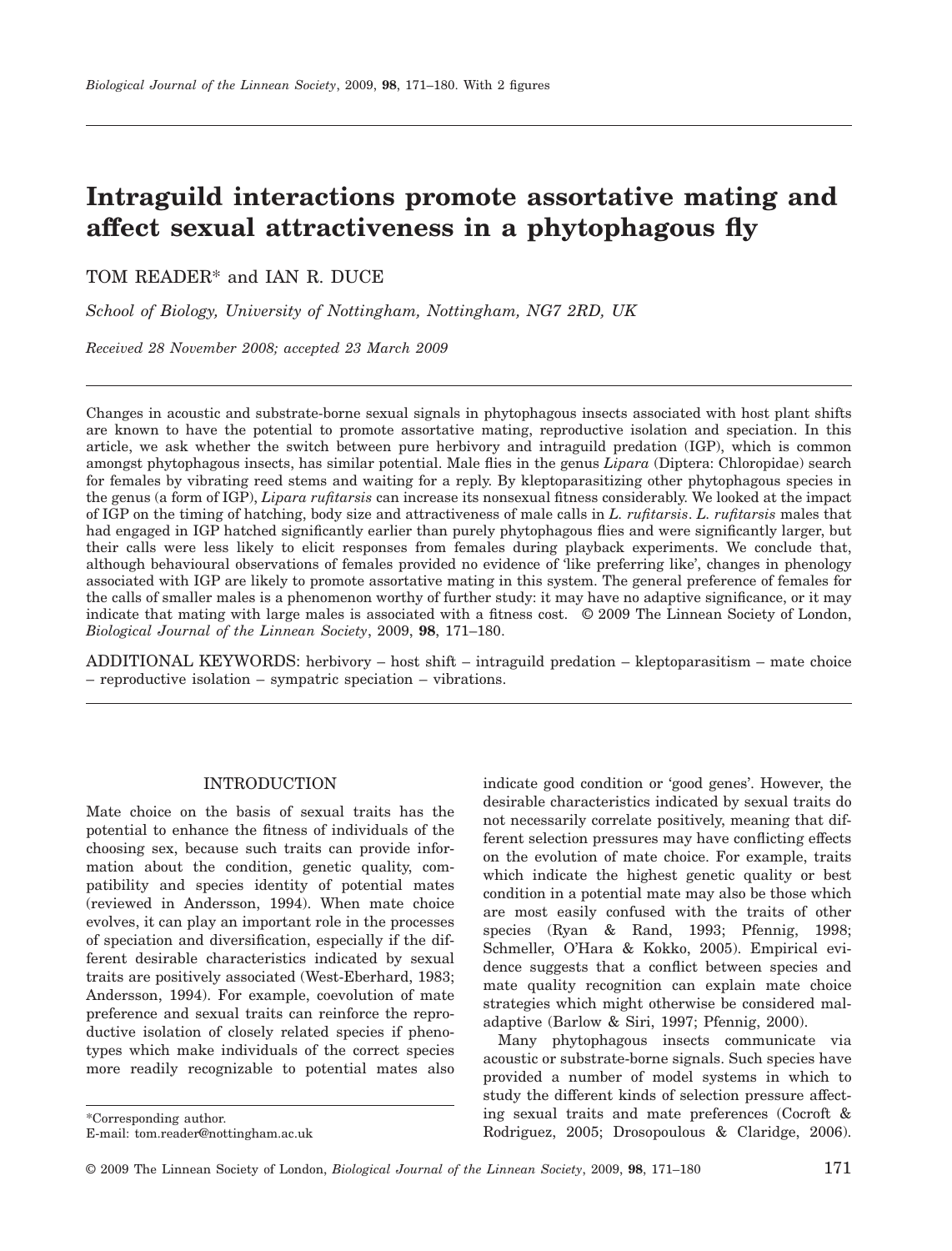# Intraguild interactions promote assortative mating and affect sexual attractiveness in a phytophagous fly

TOM READER* and IAN R. DUCE

*School of Biology, University of Nottingham, Nottingham, NG7 2RD, UK*

*Received 28 November 2008; accepted 23 March 2009*

Changes in acoustic and substrate-borne sexual signals in phytophagous insects associated with host plant shifts are known to have the potential to promote assortative mating, reproductive isolation and speciation. In this article, we ask whether the switch between pure herbivory and intraguild predation (IGP), which is common amongst phytophagous insects, has similar potential. Male flies in the genus *Lipara* (Diptera: Chloropidae) search for females by vibrating reed stems and waiting for a reply. By kleptoparasitizing other phytophagous species in the genus (a form of IGP), *Lipara rufitarsis* can increase its nonsexual fitness considerably. We looked at the impact of IGP on the timing of hatching, body size and attractiveness of male calls in *L. rufitarsis*. *L. rufitarsis* males that had engaged in IGP hatched significantly earlier than purely phytophagous flies and were significantly larger, but their calls were less likely to elicit responses from females during playback experiments. We conclude that, although behavioural observations of females provided no evidence of 'like preferring like', changes in phenology associated with IGP are likely to promote assortative mating in this system. The general preference of females for the calls of smaller males is a phenomenon worthy of further study: it may have no adaptive significance, or it may indicate that mating with large males is associated with a fitness cost. © 2009 The Linnean Society of London, *Biological Journal of the Linnean Society*, 2009, **98**, 171–180.

ADDITIONAL KEYWORDS: herbivory – host shift – intraguild predation – kleptoparasitism – mate choice – reproductive isolation – sympatric speciation – vibrations.

## INTRODUCTION

Mate choice on the basis of sexual traits has the potential to enhance the fitness of individuals of the choosing sex, because such traits can provide information about the condition, genetic quality, compatibility and species identity of potential mates (reviewed in Andersson, 1994). When mate choice evolves, it can play an important role in the processes of speciation and diversification, especially if the different desirable characteristics indicated by sexual traits are positively associated (West-Eberhard, 1983; Andersson, 1994). For example, coevolution of mate preference and sexual traits can reinforce the reproductive isolation of closely related species if phenotypes which make individuals of the correct species more readily recognizable to potential mates also indicate good condition or 'good genes'. However, the desirable characteristics indicated by sexual traits do not necessarily correlate positively, meaning that different selection pressures may have conflicting effects on the evolution of mate choice. For example, traits which indicate the highest genetic quality or best condition in a potential mate may also be those which are most easily confused with the traits of other species (Ryan & Rand, 1993; Pfennig, 1998; Schmeller, O'Hara & Kokko, 2005). Empirical evidence suggests that a conflict between species and mate quality recognition can explain mate choice strategies which might otherwise be considered maladaptive (Barlow & Siri, 1997; Pfennig, 2000).

Many phytophagous insects communicate via acoustic or substrate-borne signals. Such species have provided a number of model systems in which to study the different kinds of selection pressure affecting sexual traits and mate preferences (Cocroft & Rodriguez, 2005; Drosopoulous & Claridge, 2006).

*Corresponding author.
E-mail: tom.reader@nottingham.ac.uk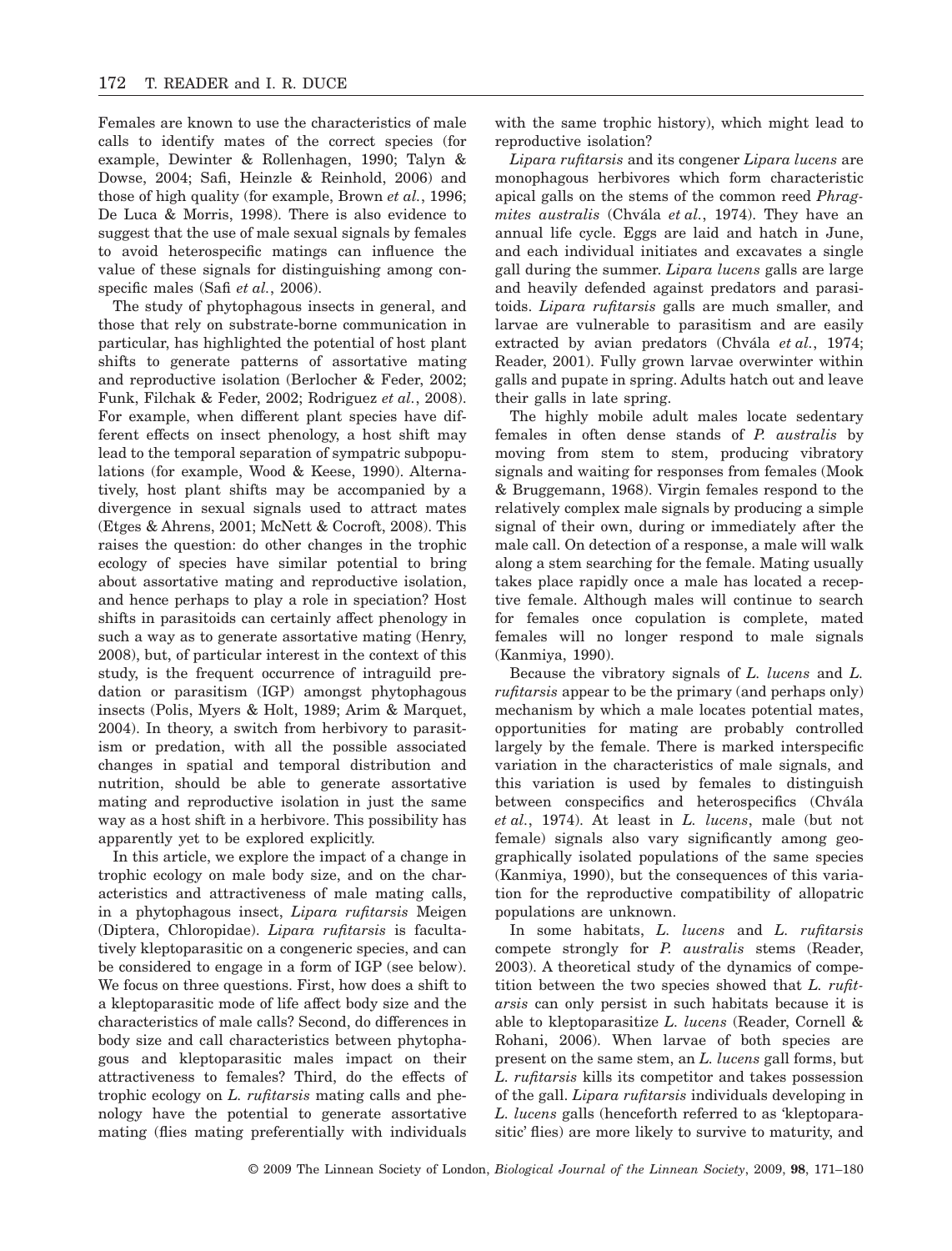Females are known to use the characteristics of male calls to identify mates of the correct species (for example, Dewinter & Rollenhagen, 1990; Talyn & Dowse, 2004; Safi, Heinzle & Reinhold, 2006) and those of high quality (for example, Brown *et al.*, 1996; De Luca & Morris, 1998). There is also evidence to suggest that the use of male sexual signals by females to avoid heterospecific matings can influence the value of these signals for distinguishing among conspecific males (Safi *et al.*, 2006).

The study of phytophagous insects in general, and those that rely on substrate-borne communication in particular, has highlighted the potential of host plant shifts to generate patterns of assortative mating and reproductive isolation (Berlocher & Feder, 2002; Funk, Filchak & Feder, 2002; Rodriguez *et al.*, 2008). For example, when different plant species have different effects on insect phenology, a host shift may lead to the temporal separation of sympatric subpopulations (for example, Wood & Keese, 1990). Alternatively, host plant shifts may be accompanied by a divergence in sexual signals used to attract mates (Etges & Ahrens, 2001; McNett & Cocroft, 2008). This raises the question: do other changes in the trophic ecology of species have similar potential to bring about assortative mating and reproductive isolation, and hence perhaps to play a role in speciation? Host shifts in parasitoids can certainly affect phenology in such a way as to generate assortative mating (Henry, 2008), but, of particular interest in the context of this study, is the frequent occurrence of intraguild predation or parasitism (IGP) amongst phytophagous insects (Polis, Myers & Holt, 1989; Arim & Marquet, 2004). In theory, a switch from herbivory to parasitism or predation, with all the possible associated changes in spatial and temporal distribution and nutrition, should be able to generate assortative mating and reproductive isolation in just the same way as a host shift in a herbivore. This possibility has apparently yet to be explored explicitly.

In this article, we explore the impact of a change in trophic ecology on male body size, and on the characteristics and attractiveness of male mating calls, in a phytophagous insect, *Lipara rufitarsis* Meigen (Diptera, Chloropidae). *Lipara rufitarsis* is facultatively kleptoparasitic on a congeneric species, and can be considered to engage in a form of IGP (see below). We focus on three questions. First, how does a shift to a kleptoparasitic mode of life affect body size and the characteristics of male calls? Second, do differences in body size and call characteristics between phytophagous and kleptoparasitic males impact on their attractiveness to females? Third, do the effects of trophic ecology on *L. rufitarsis* mating calls and phenology have the potential to generate assortative mating (flies mating preferentially with individuals with the same trophic history), which might lead to reproductive isolation?

*Lipara rufitarsis* and its congener *Lipara lucens* are monophagous herbivores which form characteristic apical galls on the stems of the common reed *Phragmites australis* (Chvála *et al.*, 1974). They have an annual life cycle. Eggs are laid and hatch in June, and each individual initiates and excavates a single gall during the summer. *Lipara lucens* galls are large and heavily defended against predators and parasitoids. *Lipara rufitarsis* galls are much smaller, and larvae are vulnerable to parasitism and are easily extracted by avian predators (Chvála *et al.*, 1974; Reader, 2001). Fully grown larvae overwinter within galls and pupate in spring. Adults hatch out and leave their galls in late spring.

The highly mobile adult males locate sedentary females in often dense stands of *P. australis* by moving from stem to stem, producing vibratory signals and waiting for responses from females (Mook & Bruggemann, 1968). Virgin females respond to the relatively complex male signals by producing a simple signal of their own, during or immediately after the male call. On detection of a response, a male will walk along a stem searching for the female. Mating usually takes place rapidly once a male has located a receptive female. Although males will continue to search for females once copulation is complete, mated females will no longer respond to male signals (Kanmiya, 1990).

Because the vibratory signals of *L. lucens* and *L. rufitarsis* appear to be the primary (and perhaps only) mechanism by which a male locates potential mates, opportunities for mating are probably controlled largely by the female. There is marked interspecific variation in the characteristics of male signals, and this variation is used by females to distinguish between conspecifics and heterospecifics (Chvála *et al.*, 1974). At least in *L. lucens*, male (but not female) signals also vary significantly among geographically isolated populations of the same species (Kanmiya, 1990), but the consequences of this variation for the reproductive compatibility of allopatric populations are unknown.

In some habitats, *L. lucens* and *L. rufitarsis* compete strongly for *P. australis* stems (Reader, 2003). A theoretical study of the dynamics of competition between the two species showed that *L. rufitarsis* can only persist in such habitats because it is able to kleptoparasitize *L. lucens* (Reader, Cornell & Rohani, 2006). When larvae of both species are present on the same stem, an *L. lucens* gall forms, but *L. rufitarsis* kills its competitor and takes possession of the gall. *Lipara rufitarsis* individuals developing in *L. lucens* galls (henceforth referred to as 'kleptoparasitic' flies) are more likely to survive to maturity, and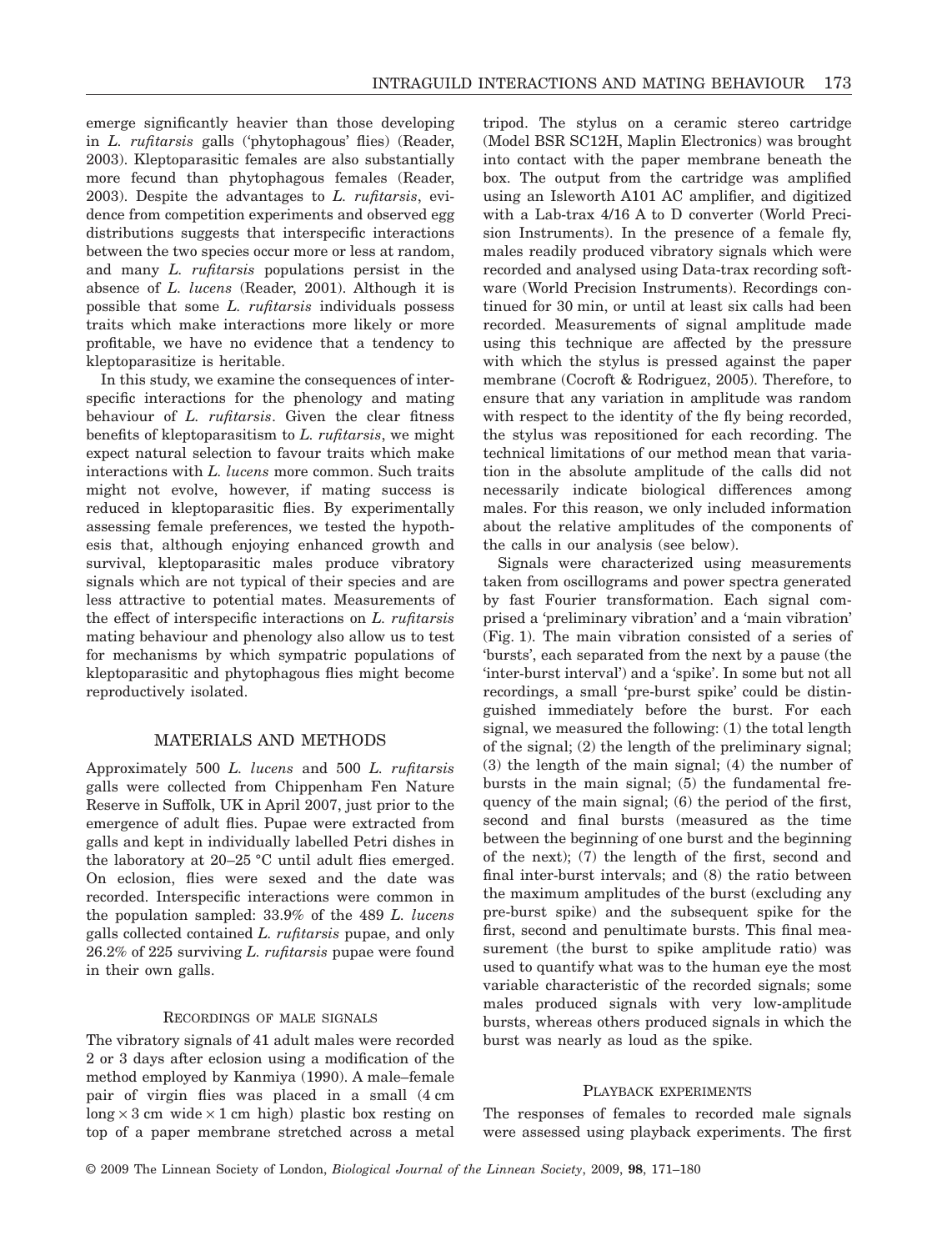emerge significantly heavier than those developing in *L. rufitarsis* galls ('phytophagous' flies) (Reader, 2003). Kleptoparasitic females are also substantially more fecund than phytophagous females (Reader, 2003). Despite the advantages to *L. rufitarsis*, evidence from competition experiments and observed egg distributions suggests that interspecific interactions between the two species occur more or less at random, and many *L. rufitarsis* populations persist in the absence of *L. lucens* (Reader, 2001). Although it is possible that some *L. rufitarsis* individuals possess traits which make interactions more likely or more profitable, we have no evidence that a tendency to kleptoparasitize is heritable.

In this study, we examine the consequences of interspecific interactions for the phenology and mating behaviour of *L. rufitarsis*. Given the clear fitness benefits of kleptoparasitism to *L. rufitarsis*, we might expect natural selection to favour traits which make interactions with *L. lucens* more common. Such traits might not evolve, however, if mating success is reduced in kleptoparasitic flies. By experimentally assessing female preferences, we tested the hypothesis that, although enjoying enhanced growth and survival, kleptoparasitic males produce vibratory signals which are not typical of their species and are less attractive to potential mates. Measurements of the effect of interspecific interactions on *L. rufitarsis* mating behaviour and phenology also allow us to test for mechanisms by which sympatric populations of kleptoparasitic and phytophagous flies might become reproductively isolated.

## MATERIALS AND METHODS

Approximately 500 *L. lucens* and 500 *L. rufitarsis* galls were collected from Chippenham Fen Nature Reserve in Suffolk, UK in April 2007, just prior to the emergence of adult flies. Pupae were extracted from galls and kept in individually labelled Petri dishes in the laboratory at 20–25 °C until adult flies emerged. On eclosion, flies were sexed and the date was recorded. Interspecific interactions were common in the population sampled: 33.9% of the 489 *L. lucens* galls collected contained *L. rufitarsis* pupae, and only 26.2% of 225 surviving *L. rufitarsis* pupae were found in their own galls.

### RECORDINGS OF MALE SIGNALS

The vibratory signals of 41 adult males were recorded 2 or 3 days after eclosion using a modification of the method employed by Kanmiya (1990). A male–female pair of virgin flies was placed in a small (4 cm long × 3 cm wide × 1 cm high) plastic box resting on top of a paper membrane stretched across a metal tripod. The stylus on a ceramic stereo cartridge (Model BSR SC12H, Maplin Electronics) was brought into contact with the paper membrane beneath the box. The output from the cartridge was amplified using an Isleworth A101 AC amplifier, and digitized with a Lab-trax 4/16 A to D converter (World Precision Instruments). In the presence of a female fly, males readily produced vibratory signals which were recorded and analysed using Data-trax recording software (World Precision Instruments). Recordings continued for 30 min, or until at least six calls had been recorded. Measurements of signal amplitude made using this technique are affected by the pressure with which the stylus is pressed against the paper membrane (Cocroft & Rodriguez, 2005). Therefore, to ensure that any variation in amplitude was random with respect to the identity of the fly being recorded, the stylus was repositioned for each recording. The technical limitations of our method mean that variation in the absolute amplitude of the calls did not necessarily indicate biological differences among males. For this reason, we only included information about the relative amplitudes of the components of the calls in our analysis (see below).

Signals were characterized using measurements taken from oscillograms and power spectra generated by fast Fourier transformation. Each signal comprised a 'preliminary vibration' and a 'main vibration' (Fig. 1). The main vibration consisted of a series of 'bursts', each separated from the next by a pause (the 'inter-burst interval') and a 'spike'. In some but not all recordings, a small 'pre-burst spike' could be distinguished immediately before the burst. For each signal, we measured the following: (1) the total length of the signal; (2) the length of the preliminary signal; (3) the length of the main signal; (4) the number of bursts in the main signal; (5) the fundamental frequency of the main signal; (6) the period of the first, second and final bursts (measured as the time between the beginning of one burst and the beginning of the next); (7) the length of the first, second and final inter-burst intervals; and (8) the ratio between the maximum amplitudes of the burst (excluding any pre-burst spike) and the subsequent spike for the first, second and penultimate bursts. This final measurement (the burst to spike amplitude ratio) was used to quantify what was to the human eye the most variable characteristic of the recorded signals; some males produced signals with very low-amplitude bursts, whereas others produced signals in which the burst was nearly as loud as the spike.

### PLAYBACK EXPERIMENTS

The responses of females to recorded male signals were assessed using playback experiments. The first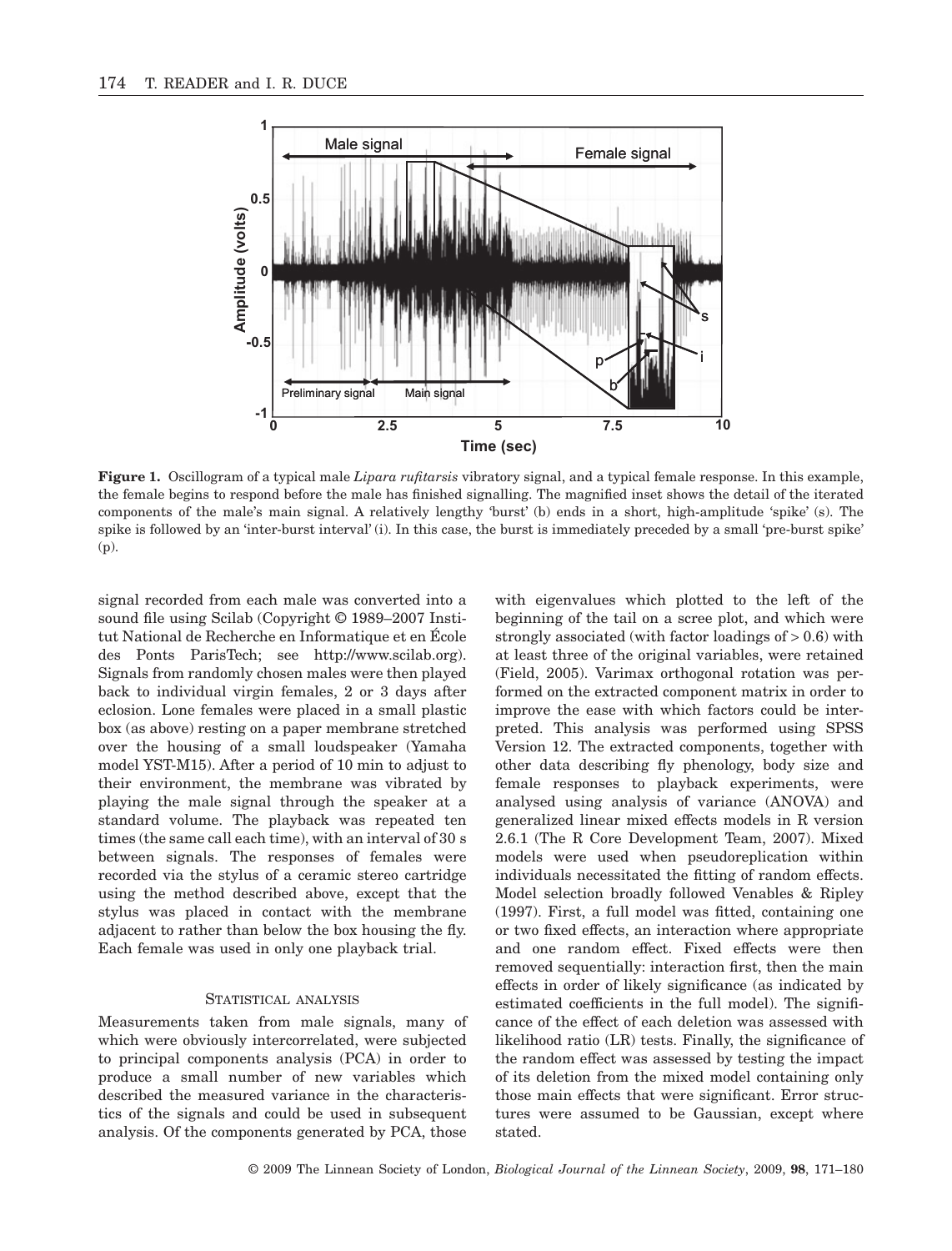**Figure 1.** Oscillogram of a typical male *Lipara rufitarsis* vibratory signal, and a typical female response. In this example, the female begins to respond before the male has finished signalling. The magnified inset shows the detail of the iterated components of the male's main signal. A relatively lengthy 'burst' (b) ends in a short, high-amplitude 'spike' (s). The spike is followed by an 'inter-burst interval' (i). In this case, the burst is immediately preceded by a small 'pre-burst spike' (p).

signal recorded from each male was converted into a sound file using Scilab (Copyright © 1989–2007 Institut National de Recherche en Informatique et en École des Ponts ParisTech; see http://www.scilab.org). Signals from randomly chosen males were then played back to individual virgin females, 2 or 3 days after eclosion. Lone females were placed in a small plastic box (as above) resting on a paper membrane stretched over the housing of a small loudspeaker (Yamaha model YST-M15). After a period of 10 min to adjust to their environment, the membrane was vibrated by playing the male signal through the speaker at a standard volume. The playback was repeated ten times (the same call each time), with an interval of 30 s between signals. The responses of females were recorded via the stylus of a ceramic stereo cartridge using the method described above, except that the stylus was placed in contact with the membrane adjacent to rather than below the box housing the fly. Each female was used in only one playback trial.

### Statistical analysis

Measurements taken from male signals, many of which were obviously intercorrelated, were subjected to principal components analysis (PCA) in order to produce a small number of new variables which described the measured variance in the characteristics of the signals and could be used in subsequent analysis. Of the components generated by PCA, those with eigenvalues which plotted to the left of the beginning of the tail on a scree plot, and which were strongly associated (with factor loadings of > 0.6) with at least three of the original variables, were retained (Field, 2005). Varimax orthogonal rotation was performed on the extracted component matrix in order to improve the ease with which factors could be interpreted. This analysis was performed using SPSS Version 12. The extracted components, together with other data describing fly phenology, body size and female responses to playback experiments, were analysed using analysis of variance (ANOVA) and generalized linear mixed effects models in R version 2.6.1 (The R Core Development Team, 2007). Mixed models were used when pseudoreplication within individuals necessitated the fitting of random effects. Model selection broadly followed Venables & Ripley (1997). First, a full model was fitted, containing one or two fixed effects, an interaction where appropriate and one random effect. Fixed effects were then removed sequentially: interaction first, then the main effects in order of likely significance (as indicated by estimated coefficients in the full model). The significance of the effect of each deletion was assessed with likelihood ratio (LR) tests. Finally, the significance of the random effect was assessed by testing the impact of its deletion from the mixed model containing only those main effects that were significant. Error structures were assumed to be Gaussian, except where stated.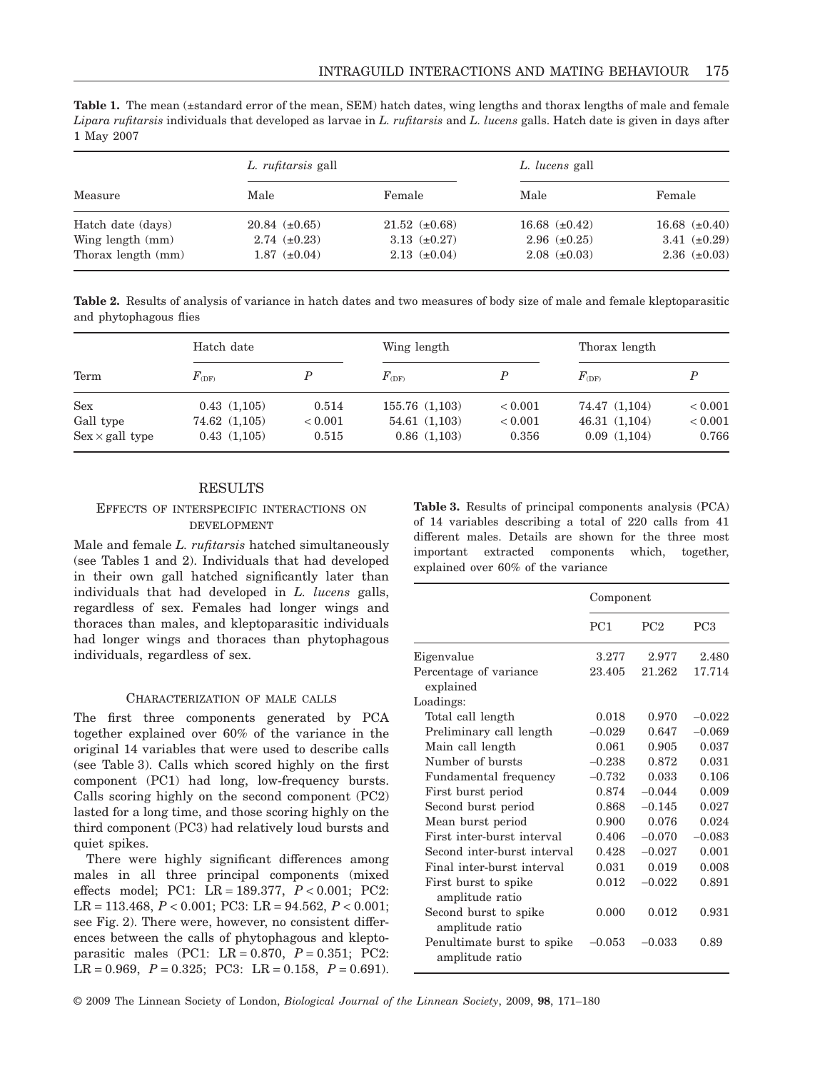**Table 1.** The mean (±standard error of the mean, SEM) hatch dates, wing lengths and thorax lengths of male and female *Lipara rufitarsis* individuals that developed as larvae in *L. rufitarsis* and *L. lucens* galls. Hatch date is given in days after 1 May 2007

| Measure | *L. rufitarsis* gall | | *L. lucens* gall | |
|---|---|---|---|---|
| | Male | Female | Male | Female |
| Hatch date (days) | 20.84 (±0.65) | 21.52 (±0.68) | 16.68 (±0.42) | 16.68 (±0.40) |
| Wing length (mm) | 2.74 (±0.23) | 3.13 (±0.27) | 2.96 (±0.25) | 3.41 (±0.29) |
| Thorax length (mm) | 1.87 (±0.04) | 2.13 (±0.04) | 2.08 (±0.03) | 2.36 (±0.03) |

**Table 2.** Results of analysis of variance in hatch dates and two measures of body size of male and female kleptoparasitic and phytophagous flies

| Term | Hatch date | | Wing length | | Thorax length | |
|---|---|---|---|---|---|---|
| | $F_{(DF)}$ | $P$ | $F_{(DF)}$ | $P$ | $F_{(DF)}$ | $P$ |
| Sex | 0.43 (1,105) | 0.514 | 155.76 (1,103) | < 0.001 | 74.47 (1,104) | < 0.001 |
| Gall type | 74.62 (1,105) | < 0.001 | 54.61 (1,103) | < 0.001 | 46.31 (1,104) | < 0.001 |
| Sex × gall type | 0.43 (1,105) | 0.515 | 0.86 (1,103) | 0.356 | 0.09 (1,104) | 0.766 |

## RESULTS

### Effects of interspecific interactions on development

Male and female *L. rufitarsis* hatched simultaneously (see Tables 1 and 2). Individuals that had developed in their own gall hatched significantly later than individuals that had developed in *L. lucens* galls, regardless of sex. Females had longer wings and thoraces than males, and kleptoparasitic individuals had longer wings and thoraces than phytophagous individuals, regardless of sex.

### Characterization of male calls

The first three components generated by PCA together explained over 60% of the variance in the original 14 variables that were used to describe calls (see Table 3). Calls which scored highly on the first component (PC1) had long, low-frequency bursts. Calls scoring highly on the second component (PC2) lasted for a long time, and those scoring highly on the third component (PC3) had relatively loud bursts and quiet spikes.

There were highly significant differences among males in all three principal components (mixed effects model; PC1: LR = 189.377, $P < 0.001$; PC2: LR = 113.468, $P < 0.001$; PC3: LR = 94.562, $P < 0.001$; see Fig. 2). There were, however, no consistent differences between the calls of phytophagous and kleptoparasitic males (PC1: LR = 0.870, $P = 0.351$; PC2: LR = 0.969, $P = 0.325$; PC3: LR = 0.158, $P = 0.691$).

**Table 3.** Results of principal components analysis (PCA) of 14 variables describing a total of 220 calls from 41 different males. Details are shown for the three most important extracted components which, together, explained over 60% of the variance

| | Component | | |
|---|---|---|---|
| | PC1 | PC2 | PC3 |
| Eigenvalue | 3.277 | 2.977 | 2.480 |
| Percentage of variance explained | 23.405 | 21.262 | 17.714 |
| Loadings: | | | |
| Total call length | 0.018 | 0.970 | −0.022 |
| Preliminary call length | −0.029 | 0.647 | −0.069 |
| Main call length | 0.061 | 0.905 | 0.037 |
| Number of bursts | −0.238 | 0.872 | 0.031 |
| Fundamental frequency | −0.732 | 0.033 | 0.106 |
| First burst period | 0.874 | −0.044 | 0.009 |
| Second burst period | 0.868 | −0.145 | 0.027 |
| Mean burst period | 0.900 | 0.076 | 0.024 |
| First inter-burst interval | 0.406 | −0.070 | −0.083 |
| Second inter-burst interval | 0.428 | −0.027 | 0.001 |
| Final inter-burst interval | 0.031 | 0.019 | 0.008 |
| First burst to spike amplitude ratio | 0.012 | −0.022 | 0.891 |
| Second burst to spike amplitude ratio | 0.000 | 0.012 | 0.931 |
| Penultimate burst to spike amplitude ratio | −0.053 | −0.033 | 0.89 |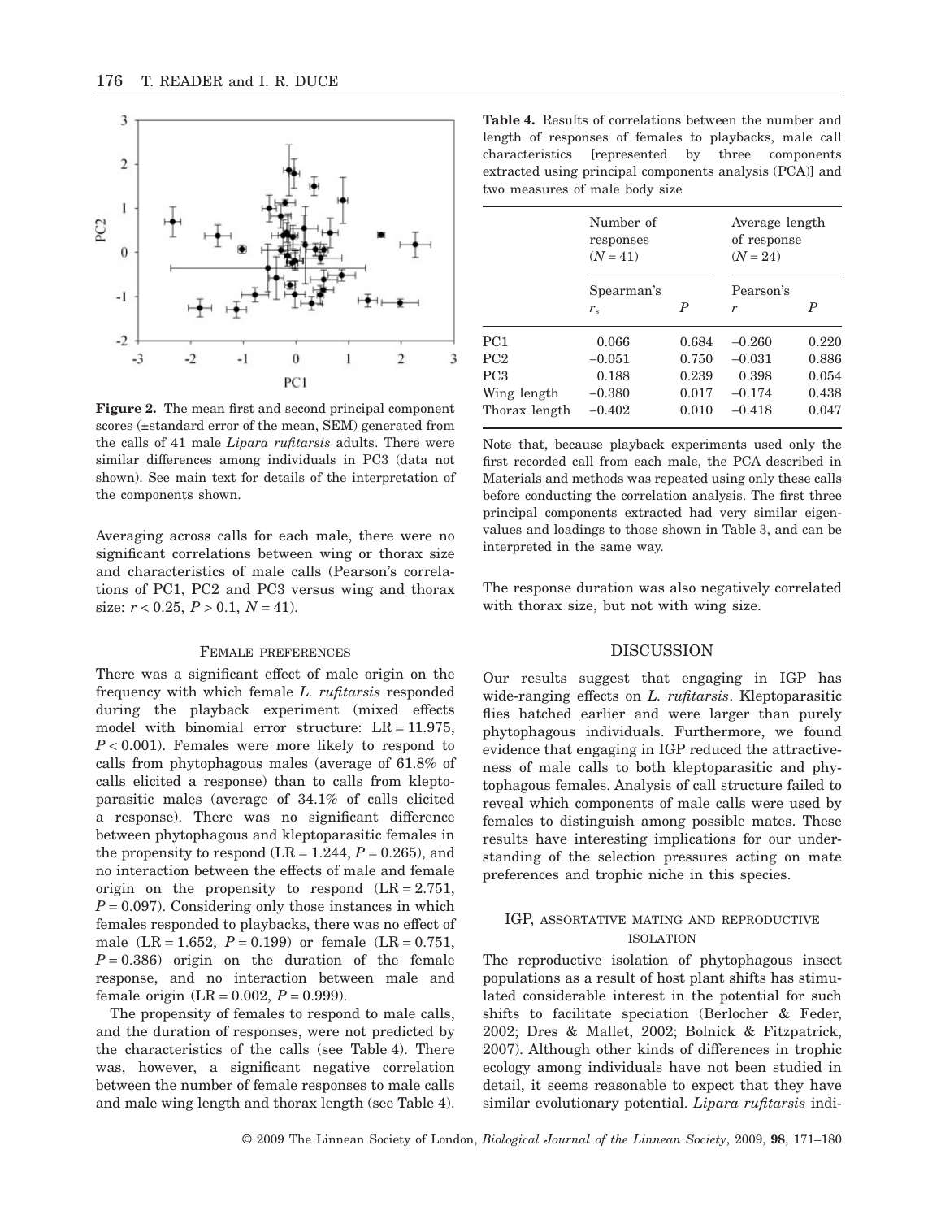**Figure 2.** The mean first and second principal component scores (±standard error of the mean, SEM) generated from the calls of 41 male *Lipara rufitarsis* adults. There were similar differences among individuals in PC3 (data not shown). See main text for details of the interpretation of the components shown.

Averaging across calls for each male, there were no significant correlations between wing or thorax size and characteristics of male calls (Pearson's correlations of PC1, PC2 and PC3 versus wing and thorax size: $r < 0.25$, $P > 0.1$, $N = 41$).

### FEMALE PREFERENCES

There was a significant effect of male origin on the frequency with which female *L. rufitarsis* responded during the playback experiment (mixed effects model with binomial error structure: LR = 11.975, $P < 0.001$). Females were more likely to respond to calls from phytophagous males (average of 61.8% of calls elicited a response) than to calls from kleptoparasitic males (average of 34.1% of calls elicited a response). There was no significant difference between phytophagous and kleptoparasitic females in the propensity to respond (LR = 1.244, $P = 0.265$), and no interaction between the effects of male and female origin on the propensity to respond (LR = 2.751, $P = 0.097$). Considering only those instances in which females responded to playbacks, there was no effect of male (LR = 1.652, $P = 0.199$) or female (LR = 0.751, $P = 0.386$) origin on the duration of the female response, and no interaction between male and female origin (LR = 0.002, $P = 0.999$).

The propensity of females to respond to male calls, and the duration of responses, were not predicted by the characteristics of the calls (see Table 4). There was, however, a significant negative correlation between the number of female responses to male calls and male wing length and thorax length (see Table 4).

**Table 4.** Results of correlations between the number and length of responses of females to playbacks, male call characteristics [represented by three components extracted using principal components analysis (PCA)] and two measures of male body size

| | Number of responses ($N = 41$) | | Average length of response ($N = 24$) | |
|---|---|---|---|---|
| | Spearman's $r_s$ | $P$ | Pearson's $r$ | $P$ |
| PC1 | 0.066 | 0.684 | −0.260 | 0.220 |
| PC2 | −0.051 | 0.750 | −0.031 | 0.886 |
| PC3 | 0.188 | 0.239 | 0.398 | 0.054 |
| Wing length | −0.380 | 0.017 | −0.174 | 0.438 |
| Thorax length | −0.402 | 0.010 | −0.418 | 0.047 |

Note that, because playback experiments used only the first recorded call from each male, the PCA described in Materials and methods was repeated using only these calls before conducting the correlation analysis. The first three principal components extracted had very similar eigenvalues and loadings to those shown in Table 3, and can be interpreted in the same way.

The response duration was also negatively correlated with thorax size, but not with wing size.

## DISCUSSION

Our results suggest that engaging in IGP has wide-ranging effects on *L. rufitarsis*. Kleptoparasitic flies hatched earlier and were larger than purely phytophagous individuals. Furthermore, we found evidence that engaging in IGP reduced the attractiveness of male calls to both kleptoparasitic and phytophagous females. Analysis of call structure failed to reveal which components of male calls were used by females to distinguish among possible mates. These results have interesting implications for our understanding of the selection pressures acting on mate preferences and trophic niche in this species.

### IGP, ASSORTATIVE MATING AND REPRODUCTIVE ISOLATION

The reproductive isolation of phytophagous insect populations as a result of host plant shifts has stimulated considerable interest in the potential for such shifts to facilitate speciation (Berlocher & Feder, 2002; Dres & Mallet, 2002; Bolnick & Fitzpatrick, 2007). Although other kinds of differences in trophic ecology among individuals have not been studied in detail, it seems reasonable to expect that they have similar evolutionary potential. *Lipara rufitarsis* indi-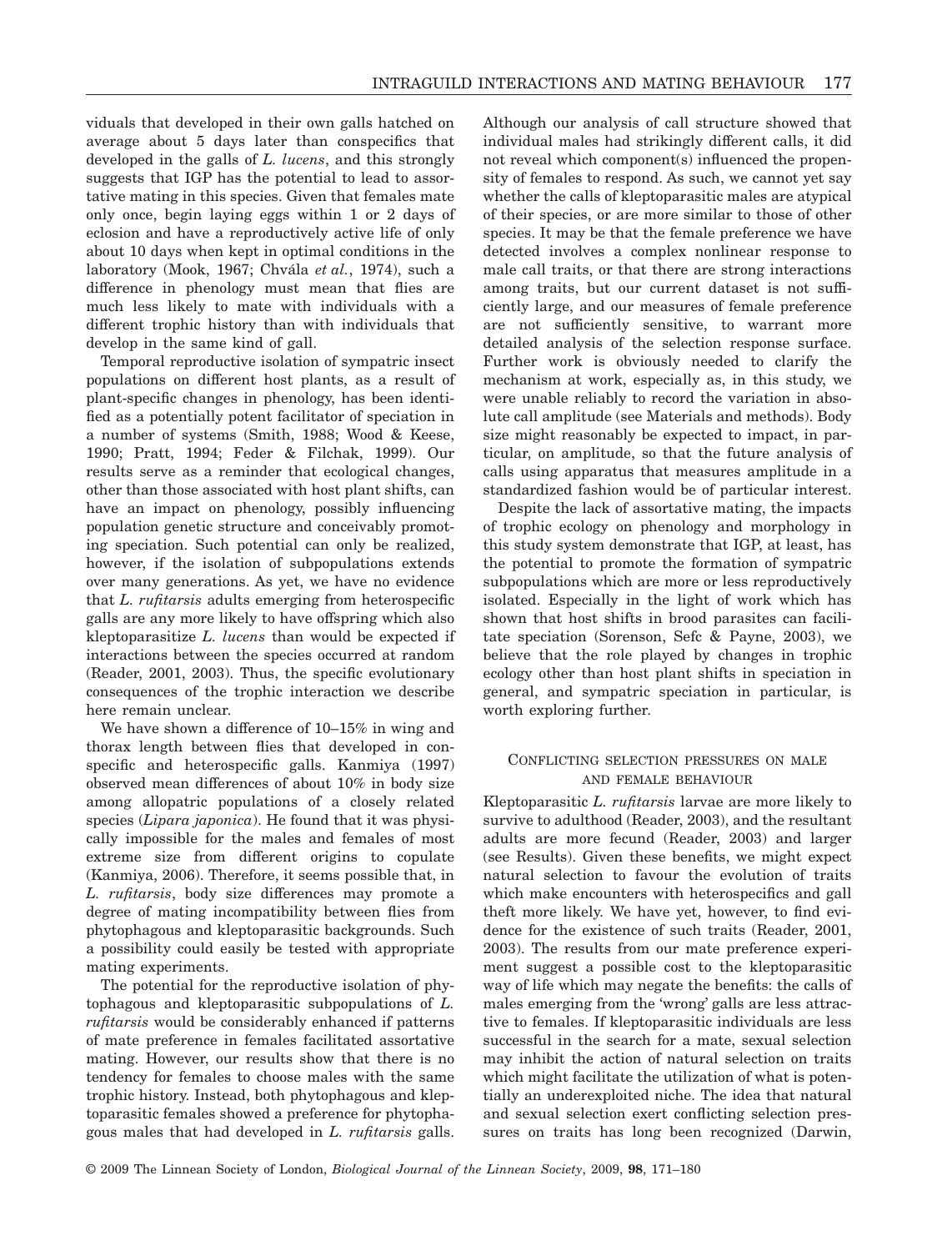viduals that developed in their own galls hatched on average about 5 days later than conspecifics that developed in the galls of *L. lucens*, and this strongly suggests that IGP has the potential to lead to assortative mating in this species. Given that females mate only once, begin laying eggs within 1 or 2 days of eclosion and have a reproductively active life of only about 10 days when kept in optimal conditions in the laboratory (Mook, 1967; Chvála *et al.*, 1974), such a difference in phenology must mean that flies are much less likely to mate with individuals with a different trophic history than with individuals that develop in the same kind of gall.

Temporal reproductive isolation of sympatric insect populations on different host plants, as a result of plant-specific changes in phenology, has been identified as a potentially potent facilitator of speciation in a number of systems (Smith, 1988; Wood & Keese, 1990; Pratt, 1994; Feder & Filchak, 1999). Our results serve as a reminder that ecological changes, other than those associated with host plant shifts, can have an impact on phenology, possibly influencing population genetic structure and conceivably promoting speciation. Such potential can only be realized, however, if the isolation of subpopulations extends over many generations. As yet, we have no evidence that *L. rufitarsis* adults emerging from heterospecific galls are any more likely to have offspring which also kleptoparasitize *L. lucens* than would be expected if interactions between the species occurred at random (Reader, 2001, 2003). Thus, the specific evolutionary consequences of the trophic interaction we describe here remain unclear.

We have shown a difference of 10–15% in wing and thorax length between flies that developed in conspecific and heterospecific galls. Kanmiya (1997) observed mean differences of about 10% in body size among allopatric populations of a closely related species (*Lipara japonica*). He found that it was physically impossible for the males and females of most extreme size from different origins to copulate (Kanmiya, 2006). Therefore, it seems possible that, in *L. rufitarsis*, body size differences may promote a degree of mating incompatibility between flies from phytophagous and kleptoparasitic backgrounds. Such a possibility could easily be tested with appropriate mating experiments.

The potential for the reproductive isolation of phytophagous and kleptoparasitic subpopulations of *L. rufitarsis* would be considerably enhanced if patterns of mate preference in females facilitated assortative mating. However, our results show that there is no tendency for females to choose males with the same trophic history. Instead, both phytophagous and kleptoparasitic females showed a preference for phytophagous males that had developed in *L. rufitarsis* galls. Although our analysis of call structure showed that individual males had strikingly different calls, it did not reveal which component(s) influenced the propensity of females to respond. As such, we cannot yet say whether the calls of kleptoparasitic males are atypical of their species, or are more similar to those of other species. It may be that the female preference we have detected involves a complex nonlinear response to male call traits, or that there are strong interactions among traits, but our current dataset is not sufficiently large, and our measures of female preference are not sufficiently sensitive, to warrant more detailed analysis of the selection response surface. Further work is obviously needed to clarify the mechanism at work, especially as, in this study, we were unable reliably to record the variation in absolute call amplitude (see Materials and methods). Body size might reasonably be expected to impact, in particular, on amplitude, so that the future analysis of calls using apparatus that measures amplitude in a standardized fashion would be of particular interest.

Despite the lack of assortative mating, the impacts of trophic ecology on phenology and morphology in this study system demonstrate that IGP, at least, has the potential to promote the formation of sympatric subpopulations which are more or less reproductively isolated. Especially in the light of work which has shown that host shifts in brood parasites can facilitate speciation (Sorenson, Sefc & Payne, 2003), we believe that the role played by changes in trophic ecology other than host plant shifts in speciation in general, and sympatric speciation in particular, is worth exploring further.

### Conflicting selection pressures on male and female behaviour

Kleptoparasitic *L. rufitarsis* larvae are more likely to survive to adulthood (Reader, 2003), and the resultant adults are more fecund (Reader, 2003) and larger (see Results). Given these benefits, we might expect natural selection to favour the evolution of traits which make encounters with heterospecifics and gall theft more likely. We have yet, however, to find evidence for the existence of such traits (Reader, 2001, 2003). The results from our mate preference experiment suggest a possible cost to the kleptoparasitic way of life which may negate the benefits: the calls of males emerging from the 'wrong' galls are less attractive to females. If kleptoparasitic individuals are less successful in the search for a mate, sexual selection may inhibit the action of natural selection on traits which might facilitate the utilization of what is potentially an underexploited niche. The idea that natural and sexual selection exert conflicting selection pressures on traits has long been recognized (Darwin,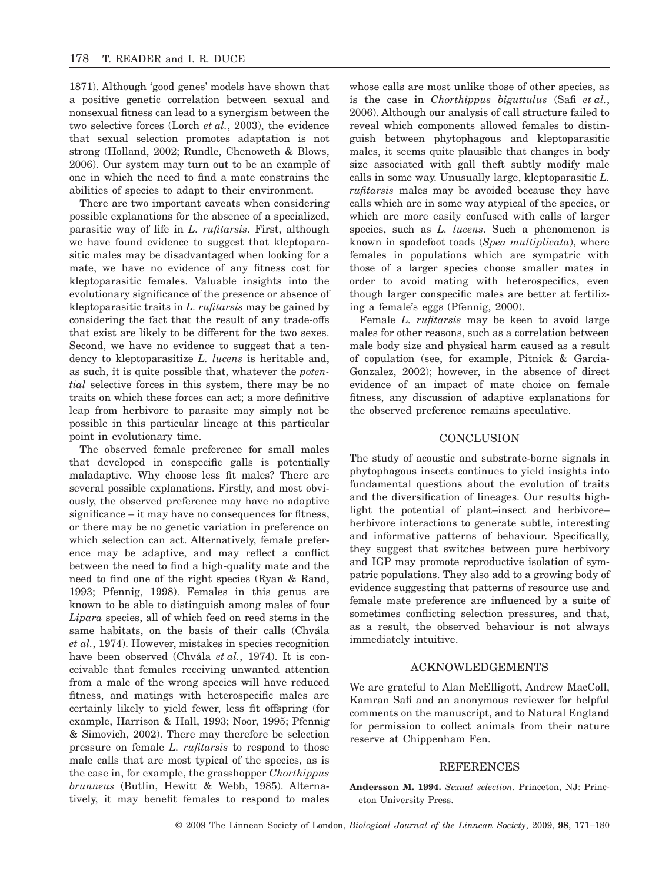1871). Although 'good genes' models have shown that a positive genetic correlation between sexual and nonsexual fitness can lead to a synergism between the two selective forces (Lorch *et al.*, 2003), the evidence that sexual selection promotes adaptation is not strong (Holland, 2002; Rundle, Chenoweth & Blows, 2006). Our system may turn out to be an example of one in which the need to find a mate constrains the abilities of species to adapt to their environment.

There are two important caveats when considering possible explanations for the absence of a specialized, parasitic way of life in *L. rufitarsis*. First, although we have found evidence to suggest that kleptoparasitic males may be disadvantaged when looking for a mate, we have no evidence of any fitness cost for kleptoparasitic females. Valuable insights into the evolutionary significance of the presence or absence of kleptoparasitic traits in *L. rufitarsis* may be gained by considering the fact that the result of any trade-offs that exist are likely to be different for the two sexes. Second, we have no evidence to suggest that a tendency to kleptoparasitize *L. lucens* is heritable and, as such, it is quite possible that, whatever the *potential* selective forces in this system, there may be no traits on which these forces can act; a more definitive leap from herbivore to parasite may simply not be possible in this particular lineage at this particular point in evolutionary time.

The observed female preference for small males that developed in conspecific galls is potentially maladaptive. Why choose less fit males? There are several possible explanations. Firstly, and most obviously, the observed preference may have no adaptive significance – it may have no consequences for fitness, or there may be no genetic variation in preference on which selection can act. Alternatively, female preference may be adaptive, and may reflect a conflict between the need to find a high-quality mate and the need to find one of the right species (Ryan & Rand, 1993; Pfennig, 1998). Females in this genus are known to be able to distinguish among males of four *Lipara* species, all of which feed on reed stems in the same habitats, on the basis of their calls (Chvála *et al.*, 1974). However, mistakes in species recognition have been observed (Chvála *et al.*, 1974). It is conceivable that females receiving unwanted attention from a male of the wrong species will have reduced fitness, and matings with heterospecific males are certainly likely to yield fewer, less fit offspring (for example, Harrison & Hall, 1993; Noor, 1995; Pfennig & Simovich, 2002). There may therefore be selection pressure on female *L. rufitarsis* to respond to those male calls that are most typical of the species, as is the case in, for example, the grasshopper *Chorthippus brunneus* (Butlin, Hewitt & Webb, 1985). Alternatively, it may benefit females to respond to males whose calls are most unlike those of other species, as is the case in *Chorthippus biguttulus* (Safi *et al.*, 2006). Although our analysis of call structure failed to reveal which components allowed females to distinguish between phytophagous and kleptoparasitic males, it seems quite plausible that changes in body size associated with gall theft subtly modify male calls in some way. Unusually large, kleptoparasitic *L. rufitarsis* males may be avoided because they have calls which are in some way atypical of the species, or which are more easily confused with calls of larger species, such as *L. lucens*. Such a phenomenon is known in spadefoot toads (*Spea multiplicata*), where females in populations which are sympatric with those of a larger species choose smaller mates in order to avoid mating with heterospecifics, even though larger conspecific males are better at fertilizing a female's eggs (Pfennig, 2000).

Female *L. rufitarsis* may be keen to avoid large males for other reasons, such as a correlation between male body size and physical harm caused as a result of copulation (see, for example, Pitnick & Garcia-Gonzalez, 2002); however, in the absence of direct evidence of an impact of mate choice on female fitness, any discussion of adaptive explanations for the observed preference remains speculative.

## CONCLUSION

The study of acoustic and substrate-borne signals in phytophagous insects continues to yield insights into fundamental questions about the evolution of traits and the diversification of lineages. Our results highlight the potential of plant–insect and herbivore–herbivore interactions to generate subtle, interesting and informative patterns of behaviour. Specifically, they suggest that switches between pure herbivory and IGP may promote reproductive isolation of sympatric populations. They also add to a growing body of evidence suggesting that patterns of resource use and female mate preference are influenced by a suite of sometimes conflicting selection pressures, and that, as a result, the observed behaviour is not always immediately intuitive.

## ACKNOWLEDGEMENTS

We are grateful to Alan McElligott, Andrew MacColl, Kamran Safi and an anonymous reviewer for helpful comments on the manuscript, and to Natural England for permission to collect animals from their nature reserve at Chippenham Fen.

## REFERENCES

**Andersson M. 1994.** *Sexual selection*. Princeton, NJ: Princeton University Press.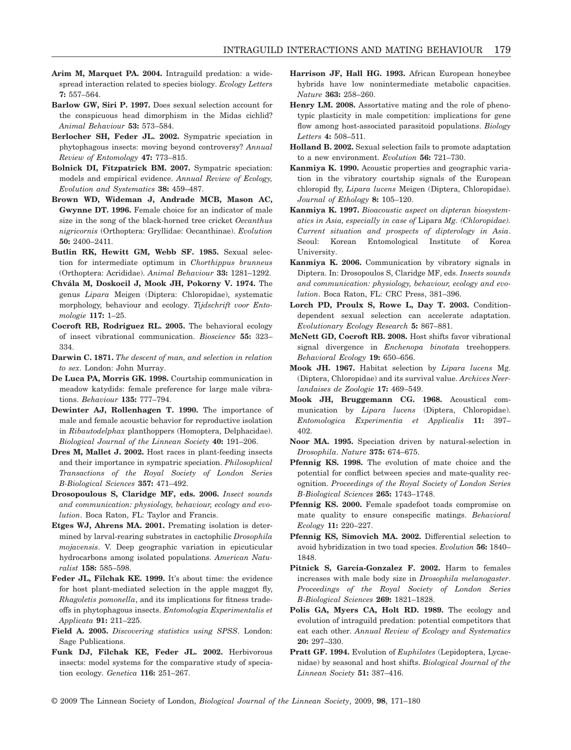**Arim M, Marquet PA. 2004.** Intraguild predation: a widespread interaction related to species biology. *Ecology Letters* **7:** 557–564.

**Barlow GW, Siri P. 1997.** Does sexual selection account for the conspicuous head dimorphism in the Midas cichlid? *Animal Behaviour* **53:** 573–584.

**Berlocher SH, Feder JL. 2002.** Sympatric speciation in phytophagous insects: moving beyond controversy? *Annual Review of Entomology* **47:** 773–815.

**Bolnick DI, Fitzpatrick BM. 2007.** Sympatric speciation: models and empirical evidence. *Annual Review of Ecology, Evolution and Systematics* **38:** 459–487.

**Brown WD, Wideman J, Andrade MCB, Mason AC, Gwynne DT. 1996.** Female choice for an indicator of male size in the song of the black-horned tree cricket *Oecanthus nigricornis* (Orthoptera: Gryllidae: Oecanthinae). *Evolution* **50:** 2400–2411.

**Butlin RK, Hewitt GM, Webb SF. 1985.** Sexual selection for intermediate optimum in *Chorthippus brunneus* (Orthoptera: Acrididae). *Animal Behaviour* **33:** 1281–1292.

**Chvála M, Doskocil J, Mook JH, Pokorny V. 1974.** The genus *Lipara* Meigen (Diptera: Chloropidae), systematic morphology, behaviour and ecology. *Tijdschrift voor Entomologie* **117:** 1–25.

**Cocroft RB, Rodriguez RL. 2005.** The behavioral ecology of insect vibrational communication. *Bioscience* **55:** 323–334.

**Darwin C. 1871.** *The descent of man, and selection in relation to sex.* London: John Murray.

**De Luca PA, Morris GK. 1998.** Courtship communication in meadow katydids: female preference for large male vibrations. *Behaviour* **135:** 777–794.

**Dewinter AJ, Rollenhagen T. 1990.** The importance of male and female acoustic behavior for reproductive isolation in *Ribautodelphax* planthoppers (Homoptera, Delphacidae). *Biological Journal of the Linnean Society* **40:** 191–206.

**Dres M, Mallet J. 2002.** Host races in plant-feeding insects and their importance in sympatric speciation. *Philosophical Transactions of the Royal Society of London Series B-Biological Sciences* **357:** 471–492.

**Drosopoulous S, Claridge MF, eds. 2006.** *Insect sounds and communication: physiology, behaviour, ecology and evolution*. Boca Raton, FL: Taylor and Francis.

**Etges WJ, Ahrens MA. 2001.** Premating isolation is determined by larval-rearing substrates in cactophilic *Drosophila mojavensis*. V. Deep geographic variation in epicuticular hydrocarbons among isolated populations. *American Naturalist* **158:** 585–598.

**Feder JL, Filchak KE. 1999.** It's about time: the evidence for host plant-mediated selection in the apple maggot fly, *Rhagoletis pomonella*, and its implications for fitness tradeoffs in phytophagous insects. *Entomologia Experimentalis et Applicata* **91:** 211–225.

**Field A. 2005.** *Discovering statistics using SPSS*. London: Sage Publications.

**Funk DJ, Filchak KE, Feder JL. 2002.** Herbivorous insects: model systems for the comparative study of speciation ecology. *Genetica* **116:** 251–267.

**Harrison JF, Hall HG. 1993.** African European honeybee hybrids have low nonintermediate metabolic capacities. *Nature* **363:** 258–260.

**Henry LM. 2008.** Assortative mating and the role of phenotypic plasticity in male competition: implications for gene flow among host-associated parasitoid populations. *Biology Letters* **4:** 508–511.

**Holland B. 2002.** Sexual selection fails to promote adaptation to a new environment. *Evolution* **56:** 721–730.

**Kanmiya K. 1990.** Acoustic properties and geographic variation in the vibratory courtship signals of the European chloropid fly, *Lipara lucens* Meigen (Diptera, Chloropidae). *Journal of Ethology* **8:** 105–120.

**Kanmiya K. 1997.** *Bioacoustic aspect on dipteran biosystematics in Asia, especially in case of* Lipara *Mg. (Chloropidae). Current situation and prospects of dipterology in Asia*. Seoul: Korean Entomological Institute of Korea University.

**Kanmiya K. 2006.** Communication by vibratory signals in Diptera. In: Drosopoulos S, Claridge MF, eds. *Insects sounds and communication: physiology, behaviour, ecology and evolution*. Boca Raton, FL: CRC Press, 381–396.

**Lorch PD, Proulx S, Rowe L, Day T. 2003.** Condition-dependent sexual selection can accelerate adaptation. *Evolutionary Ecology Research* **5:** 867–881.

**McNett GD, Cocroft RB. 2008.** Host shifts favor vibrational signal divergence in *Enchenopa binotata* treehoppers. *Behavioral Ecology* **19:** 650–656.

**Mook JH. 1967.** Habitat selection by *Lipara lucens* Mg. (Diptera, Chloropidae) and its survival value. *Archives Neerlandaises de Zoologie* **17:** 469–549.

**Mook JH, Bruggemann CG. 1968.** Acoustical communication by *Lipara lucens* (Diptera, Chloropidae). *Entomologica Experimentia et Applicalis* **11:** 397–402.

**Noor MA. 1995.** Speciation driven by natural-selection in *Drosophila*. *Nature* **375:** 674–675.

**Pfennig KS. 1998.** The evolution of mate choice and the potential for conflict between species and mate-quality recognition. *Proceedings of the Royal Society of London Series B-Biological Sciences* **265:** 1743–1748.

**Pfennig KS. 2000.** Female spadefoot toads compromise on mate quality to ensure conspecific matings. *Behavioral Ecology* **11:** 220–227.

**Pfennig KS, Simovich MA. 2002.** Differential selection to avoid hybridization in two toad species. *Evolution* **56:** 1840–1848.

**Pitnick S, Garcia-Gonzalez F. 2002.** Harm to females increases with male body size in *Drosophila melanogaster*. *Proceedings of the Royal Society of London Series B-Biological Sciences* **269:** 1821–1828.

**Polis GA, Myers CA, Holt RD. 1989.** The ecology and evolution of intraguild predation: potential competitors that eat each other. *Annual Review of Ecology and Systematics* **20:** 297–330.

**Pratt GF. 1994.** Evolution of *Euphilotes* (Lepidoptera, Lycaenidae) by seasonal and host shifts. *Biological Journal of the Linnean Society* **51:** 387–416.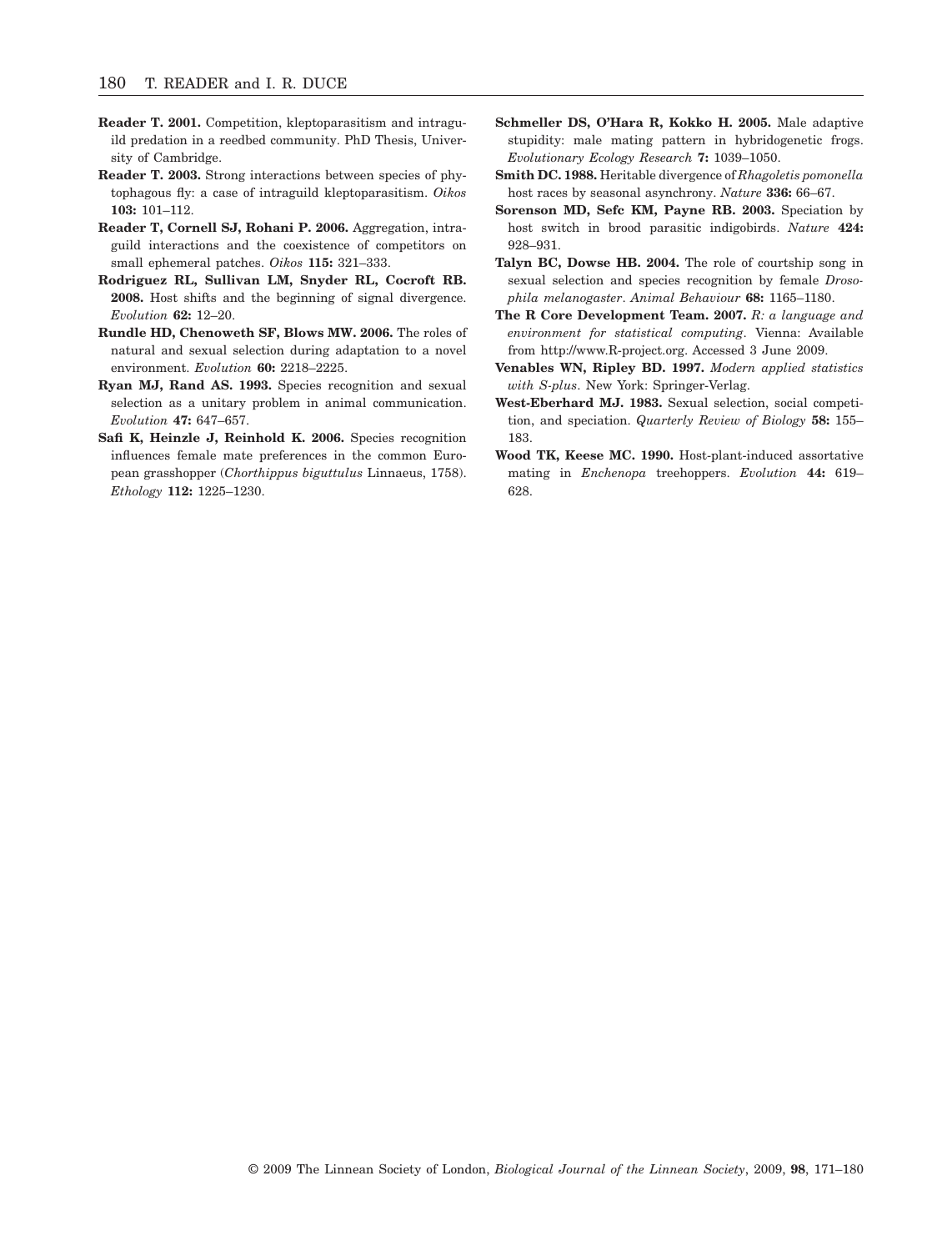**Reader T. 2001.** Competition, kleptoparasitism and intraguild predation in a reedbed community. PhD Thesis, University of Cambridge.

**Reader T. 2003.** Strong interactions between species of phytophagous fly: a case of intraguild kleptoparasitism. *Oikos* **103:** 101–112.

**Reader T, Cornell SJ, Rohani P. 2006.** Aggregation, intraguild interactions and the coexistence of competitors on small ephemeral patches. *Oikos* **115:** 321–333.

**Rodriguez RL, Sullivan LM, Snyder RL, Cocroft RB. 2008.** Host shifts and the beginning of signal divergence. *Evolution* **62:** 12–20.

**Rundle HD, Chenoweth SF, Blows MW. 2006.** The roles of natural and sexual selection during adaptation to a novel environment. *Evolution* **60:** 2218–2225.

**Ryan MJ, Rand AS. 1993.** Species recognition and sexual selection as a unitary problem in animal communication. *Evolution* **47:** 647–657.

**Safi K, Heinzle J, Reinhold K. 2006.** Species recognition influences female mate preferences in the common European grasshopper (*Chorthippus biguttulus* Linnaeus, 1758). *Ethology* **112:** 1225–1230.

**Schmeller DS, O'Hara R, Kokko H. 2005.** Male adaptive stupidity: male mating pattern in hybridogenetic frogs. *Evolutionary Ecology Research* **7:** 1039–1050.

**Smith DC. 1988.** Heritable divergence of *Rhagoletis pomonella* host races by seasonal asynchrony. *Nature* **336:** 66–67.

**Sorenson MD, Sefc KM, Payne RB. 2003.** Speciation by host switch in brood parasitic indigobirds. *Nature* **424:** 928–931.

**Talyn BC, Dowse HB. 2004.** The role of courtship song in sexual selection and species recognition by female *Drosophila melanogaster*. *Animal Behaviour* **68:** 1165–1180.

**The R Core Development Team. 2007.** *R: a language and environment for statistical computing*. Vienna: Available from http://www.R-project.org. Accessed 3 June 2009.

**Venables WN, Ripley BD. 1997.** *Modern applied statistics with S-plus*. New York: Springer-Verlag.

**West-Eberhard MJ. 1983.** Sexual selection, social competition, and speciation. *Quarterly Review of Biology* **58:** 155–183.

**Wood TK, Keese MC. 1990.** Host-plant-induced assortative mating in *Enchenopa* treehoppers. *Evolution* **44:** 619–628.